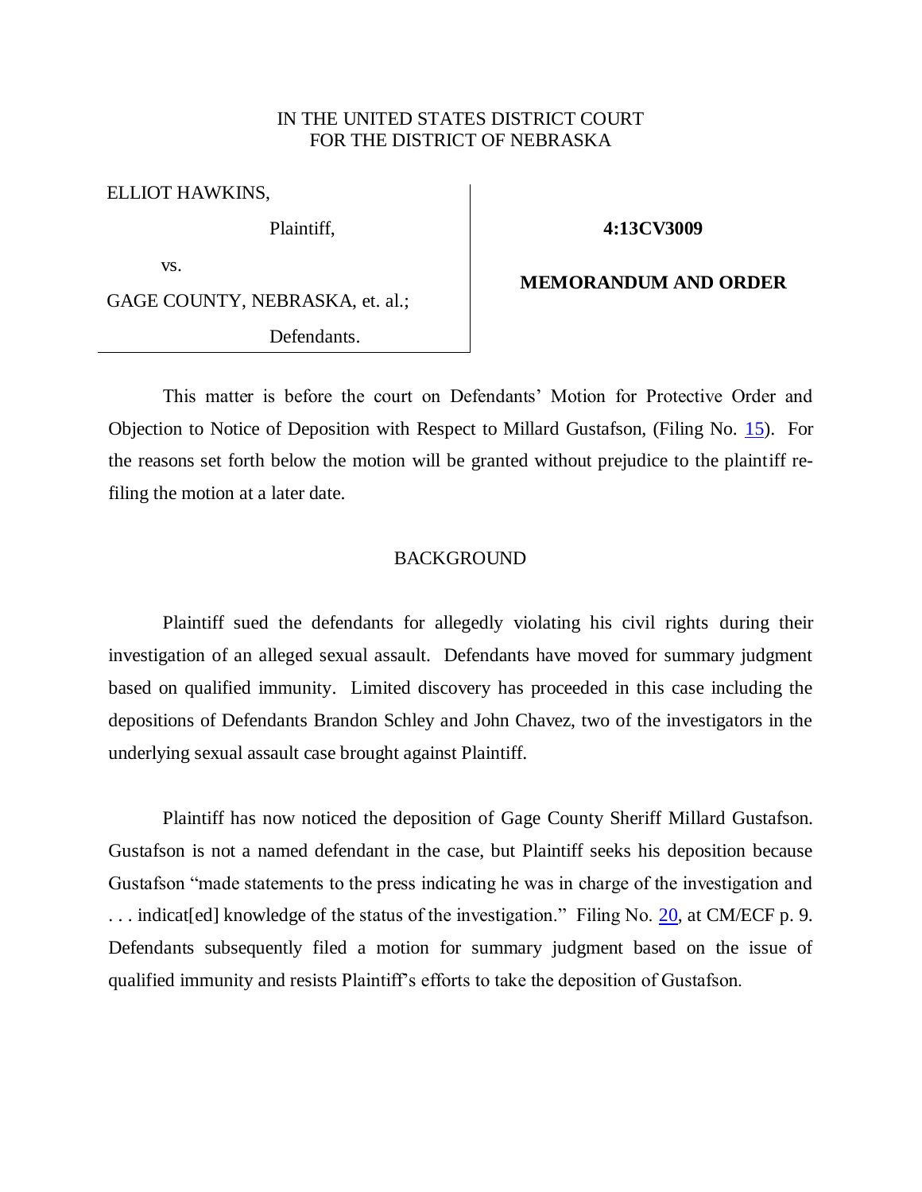IN THE UNITED STATES DISTRICT COURT
FOR THE DISTRICT OF NEBRASKA

| | |
|---|---|
| ELLIOT HAWKINS, | **4:13CV3009** |
| Plaintiff, | |
| vs. | **MEMORANDUM AND ORDER** |
| GAGE COUNTY, NEBRASKA, et. al.; | |
| Defendants. | |

This matter is before the court on Defendants' Motion for Protective Order and Objection to Notice of Deposition with Respect to Millard Gustafson, (Filing No. 15). For the reasons set forth below the motion will be granted without prejudice to the plaintiff re-filing the motion at a later date.

## BACKGROUND

Plaintiff sued the defendants for allegedly violating his civil rights during their investigation of an alleged sexual assault. Defendants have moved for summary judgment based on qualified immunity. Limited discovery has proceeded in this case including the depositions of Defendants Brandon Schley and John Chavez, two of the investigators in the underlying sexual assault case brought against Plaintiff.

Plaintiff has now noticed the deposition of Gage County Sheriff Millard Gustafson. Gustafson is not a named defendant in the case, but Plaintiff seeks his deposition because Gustafson "made statements to the press indicating he was in charge of the investigation and . . . indicat[ed] knowledge of the status of the investigation." Filing No. 20, at CM/ECF p. 9. Defendants subsequently filed a motion for summary judgment based on the issue of qualified immunity and resists Plaintiff's efforts to take the deposition of Gustafson.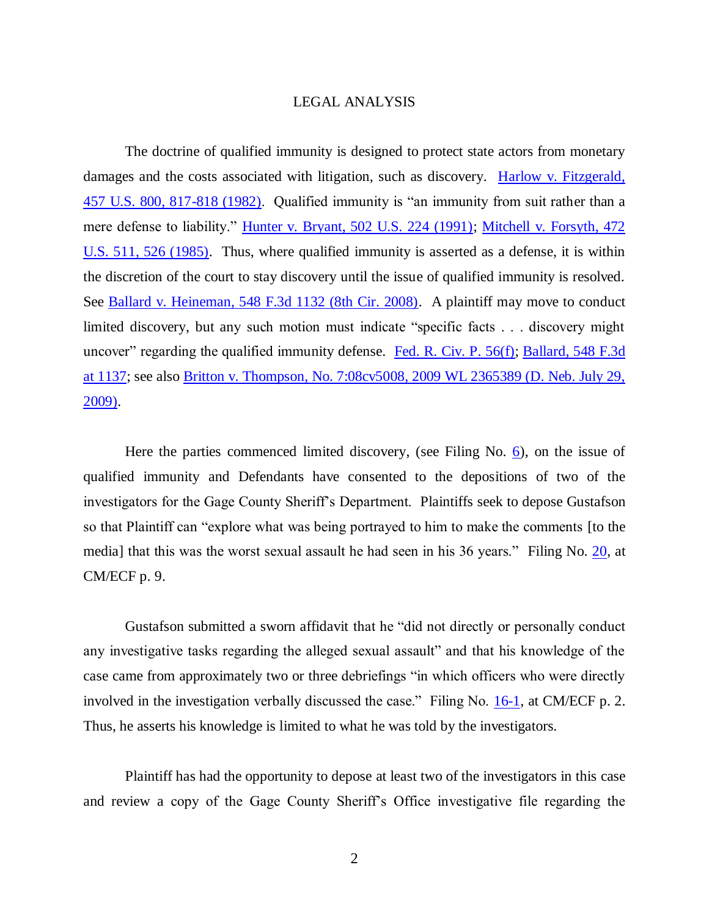## LEGAL ANALYSIS

The doctrine of qualified immunity is designed to protect state actors from monetary damages and the costs associated with litigation, such as discovery. Harlow v. Fitzgerald, 457 U.S. 800, 817-818 (1982). Qualified immunity is "an immunity from suit rather than a mere defense to liability." Hunter v. Bryant, 502 U.S. 224 (1991); Mitchell v. Forsyth, 472 U.S. 511, 526 (1985). Thus, where qualified immunity is asserted as a defense, it is within the discretion of the court to stay discovery until the issue of qualified immunity is resolved. See Ballard v. Heineman, 548 F.3d 1132 (8th Cir. 2008). A plaintiff may move to conduct limited discovery, but any such motion must indicate "specific facts . . . discovery might uncover" regarding the qualified immunity defense. Fed. R. Civ. P. 56(f); Ballard, 548 F.3d at 1137; see also Britton v. Thompson, No. 7:08cv5008, 2009 WL 2365389 (D. Neb. July 29, 2009).

Here the parties commenced limited discovery, (see Filing No. 6), on the issue of qualified immunity and Defendants have consented to the depositions of two of the investigators for the Gage County Sheriff's Department. Plaintiffs seek to depose Gustafson so that Plaintiff can "explore what was being portrayed to him to make the comments [to the media] that this was the worst sexual assault he had seen in his 36 years." Filing No. 20, at CM/ECF p. 9.

Gustafson submitted a sworn affidavit that he "did not directly or personally conduct any investigative tasks regarding the alleged sexual assault" and that his knowledge of the case came from approximately two or three debriefings "in which officers who were directly involved in the investigation verbally discussed the case." Filing No. 16-1, at CM/ECF p. 2. Thus, he asserts his knowledge is limited to what he was told by the investigators.

Plaintiff has had the opportunity to depose at least two of the investigators in this case and review a copy of the Gage County Sheriff's Office investigative file regarding the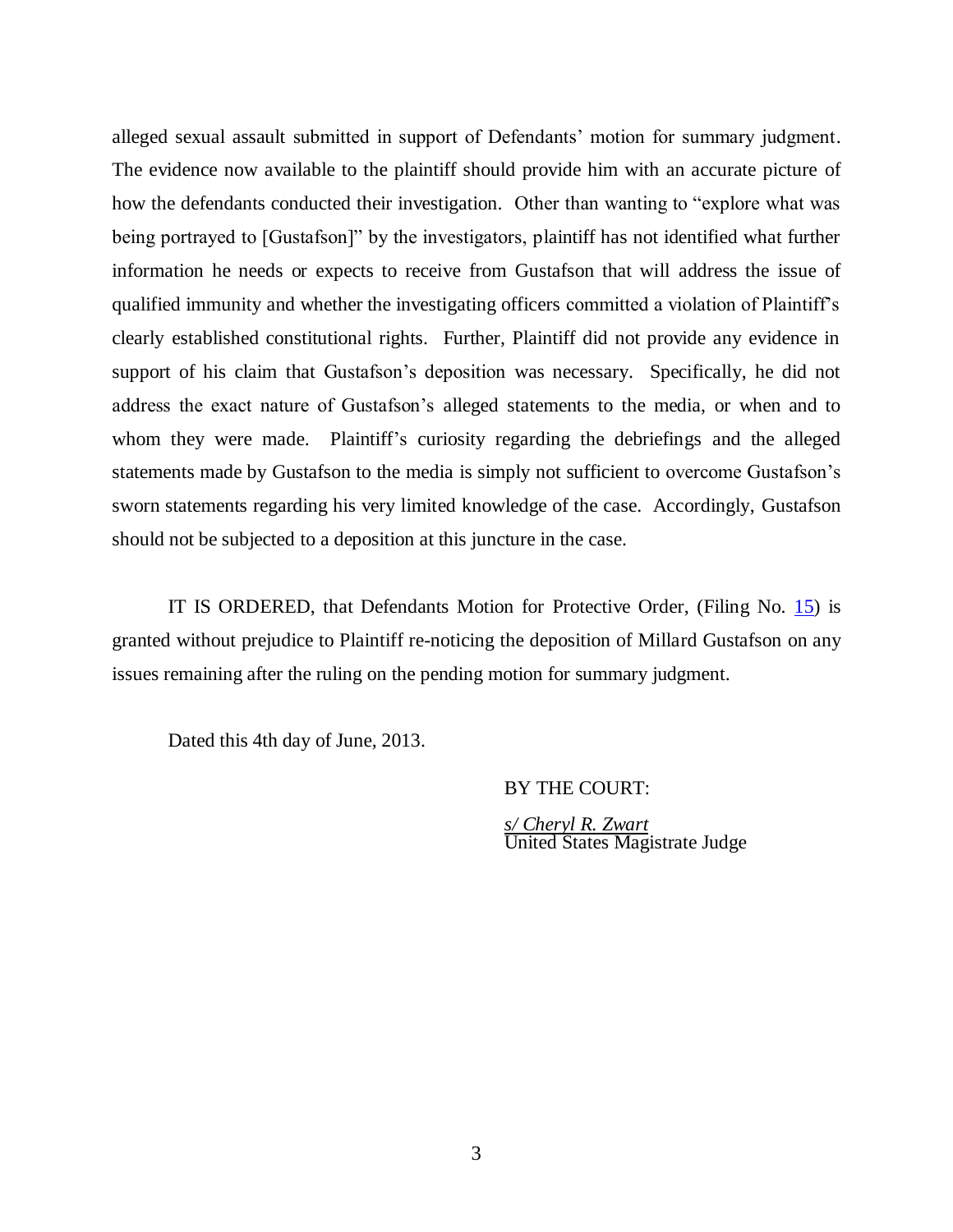alleged sexual assault submitted in support of Defendants' motion for summary judgment. The evidence now available to the plaintiff should provide him with an accurate picture of how the defendants conducted their investigation. Other than wanting to "explore what was being portrayed to [Gustafson]" by the investigators, plaintiff has not identified what further information he needs or expects to receive from Gustafson that will address the issue of qualified immunity and whether the investigating officers committed a violation of Plaintiff's clearly established constitutional rights. Further, Plaintiff did not provide any evidence in support of his claim that Gustafson's deposition was necessary. Specifically, he did not address the exact nature of Gustafson's alleged statements to the media, or when and to whom they were made. Plaintiff's curiosity regarding the debriefings and the alleged statements made by Gustafson to the media is simply not sufficient to overcome Gustafson's sworn statements regarding his very limited knowledge of the case. Accordingly, Gustafson should not be subjected to a deposition at this juncture in the case.

IT IS ORDERED, that Defendants Motion for Protective Order, (Filing No. 15) is granted without prejudice to Plaintiff re-noticing the deposition of Millard Gustafson on any issues remaining after the ruling on the pending motion for summary judgment.

Dated this 4th day of June, 2013.

BY THE COURT:

*s/ Cheryl R. Zwart*
United States Magistrate Judge